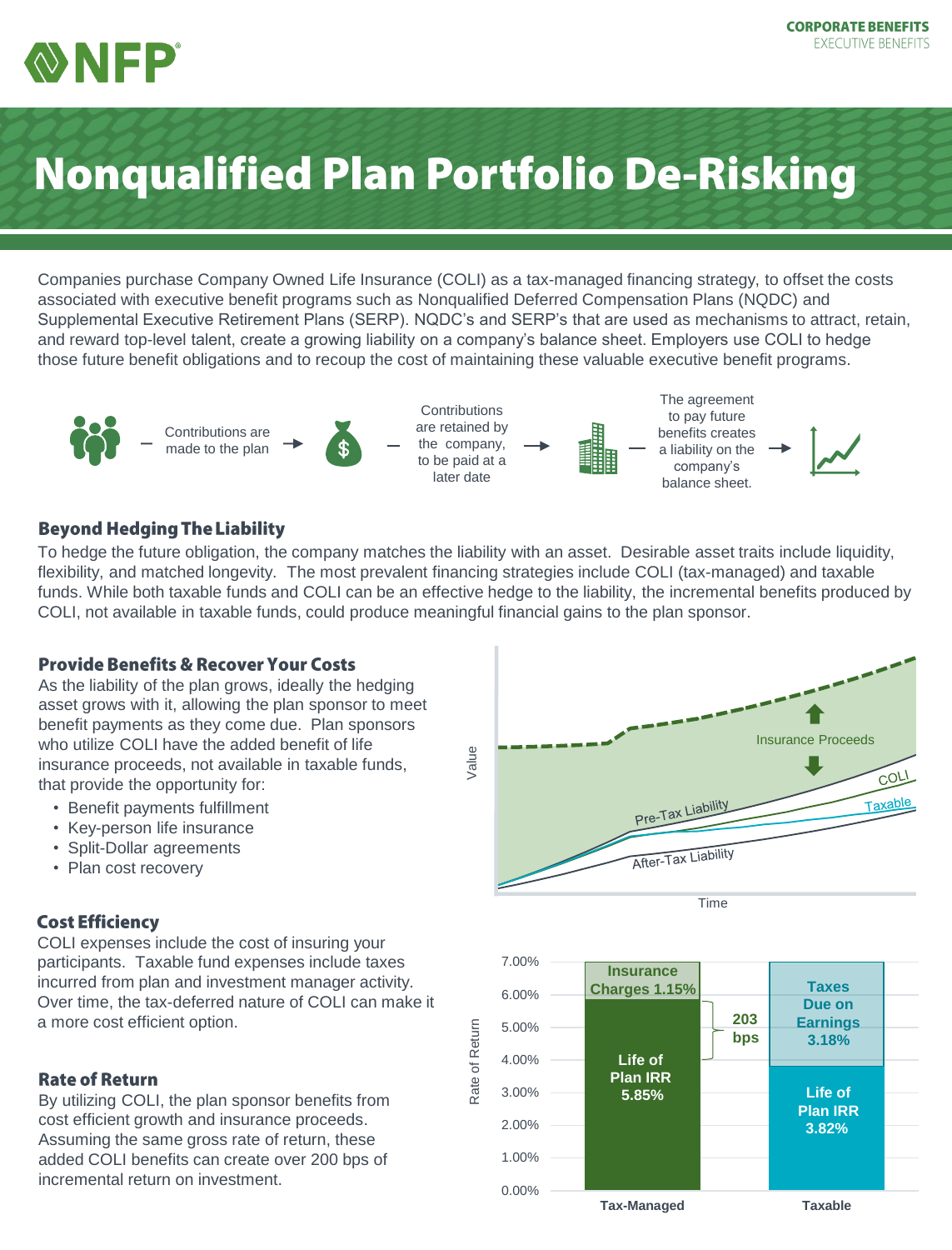# Nonqualified Plan Portfolio De-Risking

Companies purchase Company Owned Life Insurance (COLI) as a tax-managed financing strategy, to offset the costs associated with executive benefit programs such as Nonqualified Deferred Compensation Plans (NQDC) and Supplemental Executive Retirement Plans (SERP). NQDC's and SERP's that are used as mechanisms to attract, retain, and reward top-level talent, create a growing liability on a company's balance sheet. Employers use COLI to hedge those future benefit obligations and to recoup the cost of maintaining these valuable executive benefit programs.

Contributions are made to the plan → Contributions are retained by the company, to be paid at a later date → The agreement to pay future benefits creates a liability on the company's balance sheet.

## Beyond Hedging The Liability

To hedge the future obligation, the company matches the liability with an asset. Desirable asset traits include liquidity, flexibility, and matched longevity. The most prevalent financing strategies include COLI (tax-managed) and taxable funds. While both taxable funds and COLI can be an effective hedge to the liability, the incremental benefits produced by COLI, not available in taxable funds, could produce meaningful financial gains to the plan sponsor.

## Provide Benefits & Recover Your Costs

As the liability of the plan grows, ideally the hedging asset grows with it, allowing the plan sponsor to meet benefit payments as they come due. Plan sponsors who utilize COLI have the added benefit of life insurance proceeds, not available in taxable funds, that provide the opportunity for:

- Benefit payments fulfillment
- Key-person life insurance
- Split-Dollar agreements
- Plan cost recovery

## Cost Efficiency

COLI expenses include the cost of insuring your participants. Taxable fund expenses include taxes incurred from plan and investment manager activity. Over time, the tax-deferred nature of COLI can make it a more cost efficient option.

## Rate of Return

By utilizing COLI, the plan sponsor benefits from cost efficient growth and insurance proceeds. Assuming the same gross rate of return, these added COLI benefits can create over 200 bps of incremental return on investment.

| | Tax-Managed | Taxable |
|---|---|---|
| Life of Plan IRR | 5.85% | 3.82% |
| Insurance Charges | 1.15% | |
| Taxes Due on Earnings | | 3.18% |

Difference: 203 bps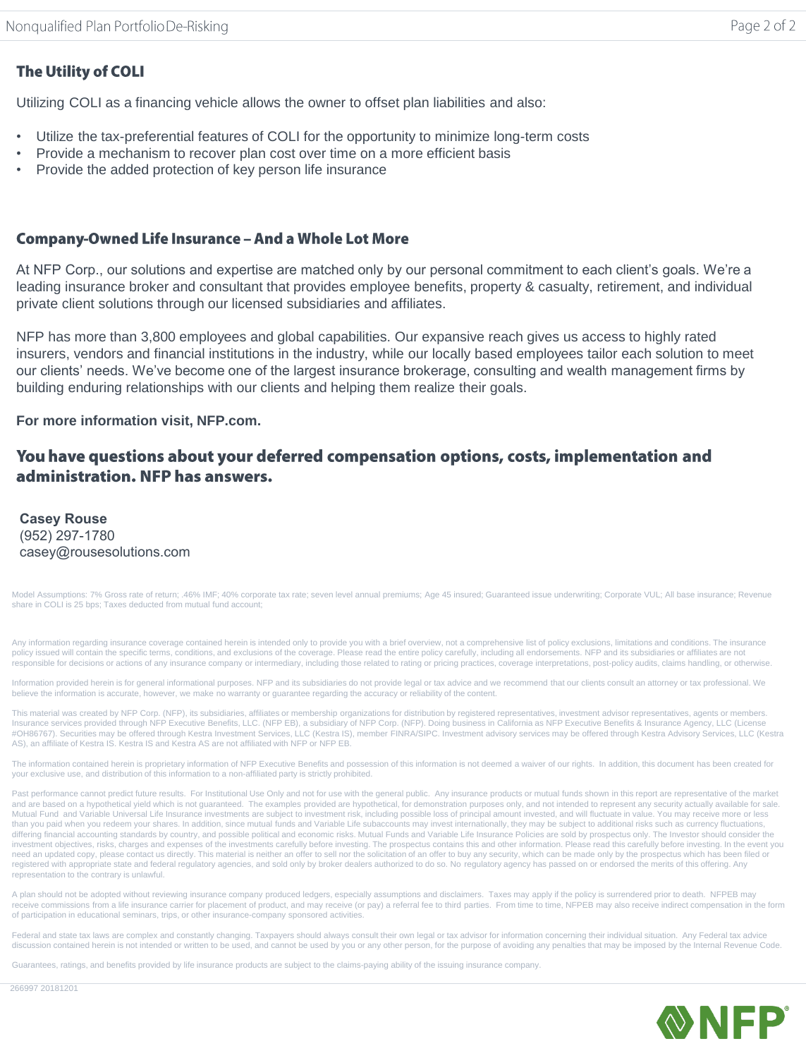## The Utility of COLI

Utilizing COLI as a financing vehicle allows the owner to offset plan liabilities and also:

- Utilize the tax-preferential features of COLI for the opportunity to minimize long-term costs
- Provide a mechanism to recover plan cost over time on a more efficient basis
- Provide the added protection of key person life insurance

## Company-Owned Life Insurance – And a Whole Lot More

At NFP Corp., our solutions and expertise are matched only by our personal commitment to each client's goals. We're a leading insurance broker and consultant that provides employee benefits, property & casualty, retirement, and individual private client solutions through our licensed subsidiaries and affiliates.

NFP has more than 3,800 employees and global capabilities. Our expansive reach gives us access to highly rated insurers, vendors and financial institutions in the industry, while our locally based employees tailor each solution to meet our clients' needs. We've become one of the largest insurance brokerage, consulting and wealth management firms by building enduring relationships with our clients and helping them realize their goals.

**For more information visit, NFP.com.**

## You have questions about your deferred compensation options, costs, implementation and administration. NFP has answers.

**Casey Rouse**
(952) 297-1780
casey@rousesolutions.com

Model Assumptions: 7% Gross rate of return; .46% IMF; 40% corporate tax rate; seven level annual premiums; Age 45 insured; Guaranteed issue underwriting; Corporate VUL; All base insurance; Revenue share in COLI is 25 bps; Taxes deducted from mutual fund account;

Any information regarding insurance coverage contained herein is intended only to provide you with a brief overview, not a comprehensive list of policy exclusions, limitations and conditions. The insurance policy issued will contain the specific terms, conditions, and exclusions of the coverage. Please read the entire policy carefully, including all endorsements. NFP and its subsidiaries or affiliates are not responsible for decisions or actions of any insurance company or intermediary, including those related to rating or pricing practices, coverage interpretations, post-policy audits, claims handling, or otherwise.

Information provided herein is for general informational purposes. NFP and its subsidiaries do not provide legal or tax advice and we recommend that our clients consult an attorney or tax professional. We believe the information is accurate, however, we make no warranty or guarantee regarding the accuracy or reliability of the content.

This material was created by NFP Corp. (NFP), its subsidiaries, affiliates or membership organizations for distribution by registered representatives, investment advisor representatives, agents or members. Insurance services provided through NFP Executive Benefits, LLC. (NFP EB), a subsidiary of NFP Corp. (NFP). Doing business in California as NFP Executive Benefits & Insurance Agency, LLC (License #OH86767). Securities may be offered through Kestra Investment Services, LLC (Kestra IS), member FINRA/SIPC. Investment advisory services may be offered through Kestra Advisory Services, LLC (Kestra AS), an affiliate of Kestra IS. Kestra IS and Kestra AS are not affiliated with NFP or NFP EB.

The information contained herein is proprietary information of NFP Executive Benefits and possession of this information is not deemed a waiver of our rights. In addition, this document has been created for your exclusive use, and distribution of this information to a non-affiliated party is strictly prohibited.

Past performance cannot predict future results. For Institutional Use Only and not for use with the general public. Any insurance products or mutual funds shown in this report are representative of the market and are based on a hypothetical yield which is not guaranteed. The examples provided are hypothetical, for demonstration purposes only, and not intended to represent any security actually available for sale. Mutual Fund and Variable Universal Life Insurance investments are subject to investment risk, including possible loss of principal amount invested, and will fluctuate in value. You may receive more or less than you paid when you redeem your shares. In addition, since mutual funds and Variable Life subaccounts may invest internationally, they may be subject to additional risks such as currency fluctuations, differing financial accounting standards by country, and possible political and economic risks. Mutual Funds and Variable Life Insurance Policies are sold by prospectus only. The Investor should consider the investment objectives, risks, charges and expenses of the investments carefully before investing. The prospectus contains this and other information. Please read this carefully before investing. In the event you need an updated copy, please contact us directly. This material is neither an offer to sell nor the solicitation of an offer to buy any security, which can be made only by the prospectus which has been filed or registered with appropriate state and federal regulatory agencies, and sold only by broker dealers authorized to do so. No regulatory agency has passed on or endorsed the merits of this offering. Any representation to the contrary is unlawful.

A plan should not be adopted without reviewing insurance company produced ledgers, especially assumptions and disclaimers. Taxes may apply if the policy is surrendered prior to death. NFPEB may receive commissions from a life insurance carrier for placement of product, and may receive (or pay) a referral fee to third parties. From time to time, NFPEB may also receive indirect compensation in the form of participation in educational seminars, trips, or other insurance-company sponsored activities.

Federal and state tax laws are complex and constantly changing. Taxpayers should always consult their own legal or tax advisor for information concerning their individual situation. Any Federal tax advice discussion contained herein is not intended or written to be used, and cannot be used by you or any other person, for the purpose of avoiding any penalties that may be imposed by the Internal Revenue Code.

Guarantees, ratings, and benefits provided by life insurance products are subject to the claims-paying ability of the issuing insurance company.

266997 20181201